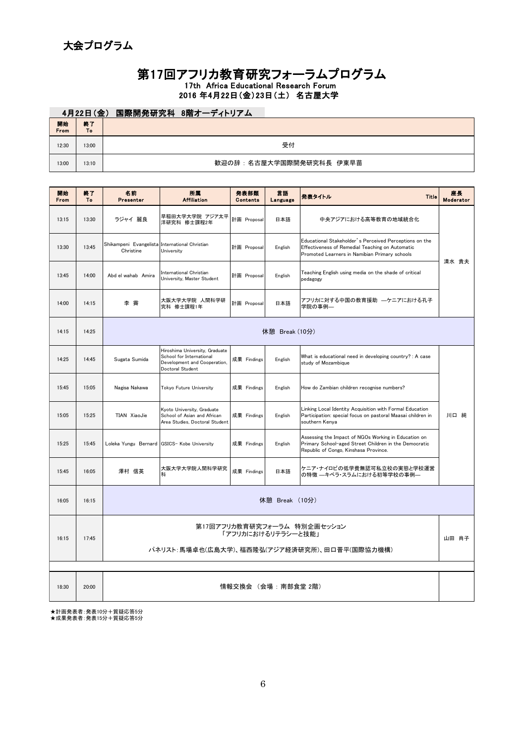## 大会プログラム

# 第17回アフリカ教育研究フォーラムプログラム

17th Africa Educational Research Forum

2016 年4月22日(金)23日(土) 名古屋大学

### 4月22日(金) 国際開発研究科 8階オーディトリアム

| 開始 From | 終了 To | |
|---|---|---|
| 12:30 | 13:00 | 受付 |
| 13:00 | 13:10 | 歓迎の辞 : 名古屋大学国際開発研究科長 伊東早苗 |

| 開始 From | 終了 To | 名前 Presenter | 所属 Affiliation | 発表部類 Contents | 言語 Language | 発表タイトル Title | 座長 Moderator |
|---|---|---|---|---|---|---|---|
| 13:15 | 13:30 | ラジャイ 麗良 | 早稲田大学大学院 アジア太平洋研究科 修士課程2年 | 計画 Proposal | 日本語 | 中央アジアにおける高等教育の地域統合化 | 清水 貴夫 |
| 13:30 | 13:45 | Shikampeni Evangelista Christine | International Christian University | 計画 Proposal | English | Educational Stakeholder's Perceived Perceptions on the Effectiveness of Remedial Teaching on Automatic Promoted Learners in Namibian Primary schools | |
| 13:45 | 14:00 | Abd el wahab Amira | International Christian University, Master Student | 計画 Proposal | English | Teaching English using media on the shade of critical pedagogy | |
| 14:00 | 14:15 | 李 霽 | 大阪大学大学院 人間科学研究科 修士課程1年 | 計画 Proposal | 日本語 | アフリカに対する中国の教育援助 —ケニアにおける孔子学院の事例— | |
| 14:15 | 14:25 | 休憩 Break (10分) | | | | | |
| 14:25 | 14:45 | Sugata Sumida | Hiroshima University, Graduate School for International Development and Cooperation, Doctoral Student | 成果 Findings | English | What is educational need in developing country? : A case study of Mozambique | 川口 純 |
| 15:45 | 15:05 | Nagisa Nakawa | Tokyo Future University | 成果 Findings | English | How do Zambian children recognise numbers? | |
| 15:05 | 15:25 | TIAN XiaoJie | Kyoto University, Graduate School of Asian and African Area Studies, Doctoral Student | 成果 Findings | English | Linking Local Identity Acquisition with Formal Education Participation: special focus on pastoral Maasai children in southern Kenya | |
| 15:25 | 15:45 | Loleka Yungu Bernard | GSICS- Kobe University | 成果 Findings | English | Assessing the Impact of NGOs Working in Education on Primary School-aged Street Children in the Democratic Republic of Congo, Kinshasa Province. | |
| 15:45 | 16:05 | 澤村 信英 | 大阪大学大学院人間科学研究科 | 成果 Findings | 日本語 | ケニア・ナイロビの低学費無認可私立校の実態と学校運営の特徴 —キベラ・スラムにおける初等学校の事例— | |
| 16:05 | 16:15 | 休憩 Break (10分) | | | | | |
| 16:15 | 17:45 | 第17回アフリカ教育研究フォーラム 特別企画セッション「アフリカにおけるリテラシーと技能」 パネリスト:馬場卓也(広島大学)、福西隆弘(アジア経済研究所)、田口晋平(国際協力機構) | | | | | 山田 肖子 |
| 18:30 | 20:00 | 情報交換会 (会場 : 南部食堂 2階) | | | | | |

★計画発表者:発表10分+質疑応答5分

★成果発表者:発表15分+質疑応答5分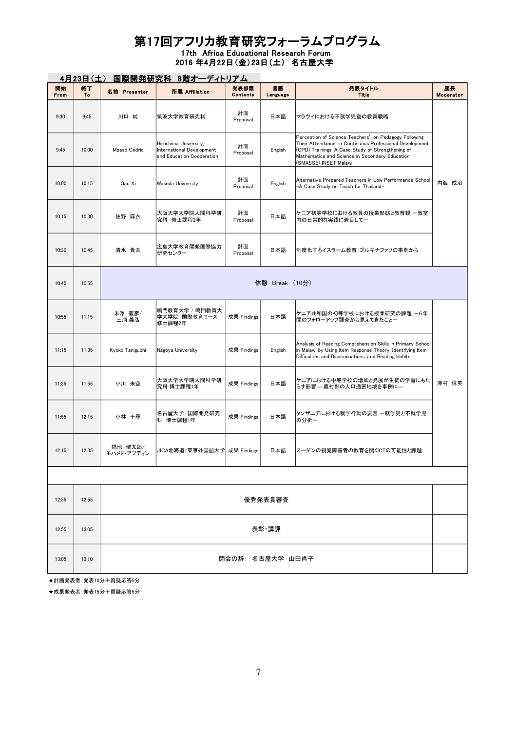# 第17回アフリカ教育研究フォーラムプログラム

17th Africa Educational Research Forum
2016 年4月22日(金)23日(土) 名古屋大学

## 4月23日(土) 国際開発研究科 8階オーディトリアム

| 開始 From | 終了 To | 名前 Presenter | 所属 Affiliation | 発表部類 Contents | 言語 Language | 発表タイトル Title | 座長 Moderator |
|---|---|---|---|---|---|---|---|
| 9:30 | 9:45 | 川口 純 | 筑波大学教育研究科 | 計画 Proposal | 日本語 | マラウイにおける不就学児童の教育戦略 | 内海 成治 |
| 9:45 | 10:00 | Mpaso Cedric | Hiroshima University, International Development and Education Cooperation | 計画 Proposal | English | Perception of Science Teachers' on Pedagogy Following Their Attendance to Continuous Professional Development (CPD) Trainings: A Case Study of Strengthening of Mathematics and Science in Secondary Education (SMASSE) INSET Malawi | 内海 成治 |
| 10:00 | 10:15 | Gao Xi | Waseda University | 計画 Proposal | English | Alternative Prepared Teachers in Low Performance School -A Case Study on Teach for Thailand- | 内海 成治 |
| 10:15 | 10:30 | 佐野 麻衣 | 大阪大学大学院人間科学研究科 修士課程2年 | 計画 Proposal | 日本語 | ケニア初等学校における教員の授業形態と教育観 ー教室内の日常的な実践に着目してー | 内海 成治 |
| 10:30 | 10:45 | 清水 貴夫 | 広島大学教育開発国際協力研究センター | 計画 Proposal | 日本語 | 制度化するイスラーム教育:ブルキナファソの事例から | 内海 成治 |
| 10:45 | 10:55 | 休憩 Break (10分) | | | | | |
| 10:55 | 11:15 | 米澤 義彦/三浦 義弘 | 鳴門教育大学 / 鳴門教育大学大学院 国際教育コース 修士課程2年 | 成果 Findings | 日本語 | ケニア共和国の初等学校における授業研究の課題 ー6年間のフォローアップ調査から見えてきたことー | 澤村 信英 |
| 11:15 | 11:35 | Kyoko Taniguchi | Nagoya University | 成果 Findings | English | Analysis of Reading Comprehension Skills in Primary School in Malawi by Using Item Response Theory: Identifying Item Difficulties and Discriminations, and Reading Habits | 澤村 信英 |
| 11:35 | 11:55 | 小川 未空 | 大阪大学大学院人間科学研究科 博士課程1年 | 成果 Findings | 日本語 | ケニアにおける中等学校の増加と発展が生徒の学習にもたらす影響 ―農村部の人口過密地域を事例に― | 澤村 信英 |
| 11:55 | 12:15 | 小林 千尋 | 名古屋大学 国際開発研究科 博士課程1年 | 成果 Findings | 日本語 | タンザニアにおける就学行動の要因 ー就学児と不就学児の分析ー | 澤村 信英 |
| 12:15 | 12:35 | 福地 健太郎/モハメド・アブディン | JICA北海道/東京外国語大学 | 成果 Findings | 日本語 | スーダンの視覚障害者の教育を開くICTの可能性と課題 | 澤村 信英 |
| | | | | | | | |
| 12:35 | 12:55 | 優秀発表賞審査 | | | | | |
| 12:55 | 13:05 | 表彰・講評 | | | | | |
| 13:05 | 13:10 | 閉会の辞: 名古屋大学 山田肖子 | | | | | |

★計画発表者:発表10分+質疑応答5分

★成果発表者:発表15分+質疑応答5分